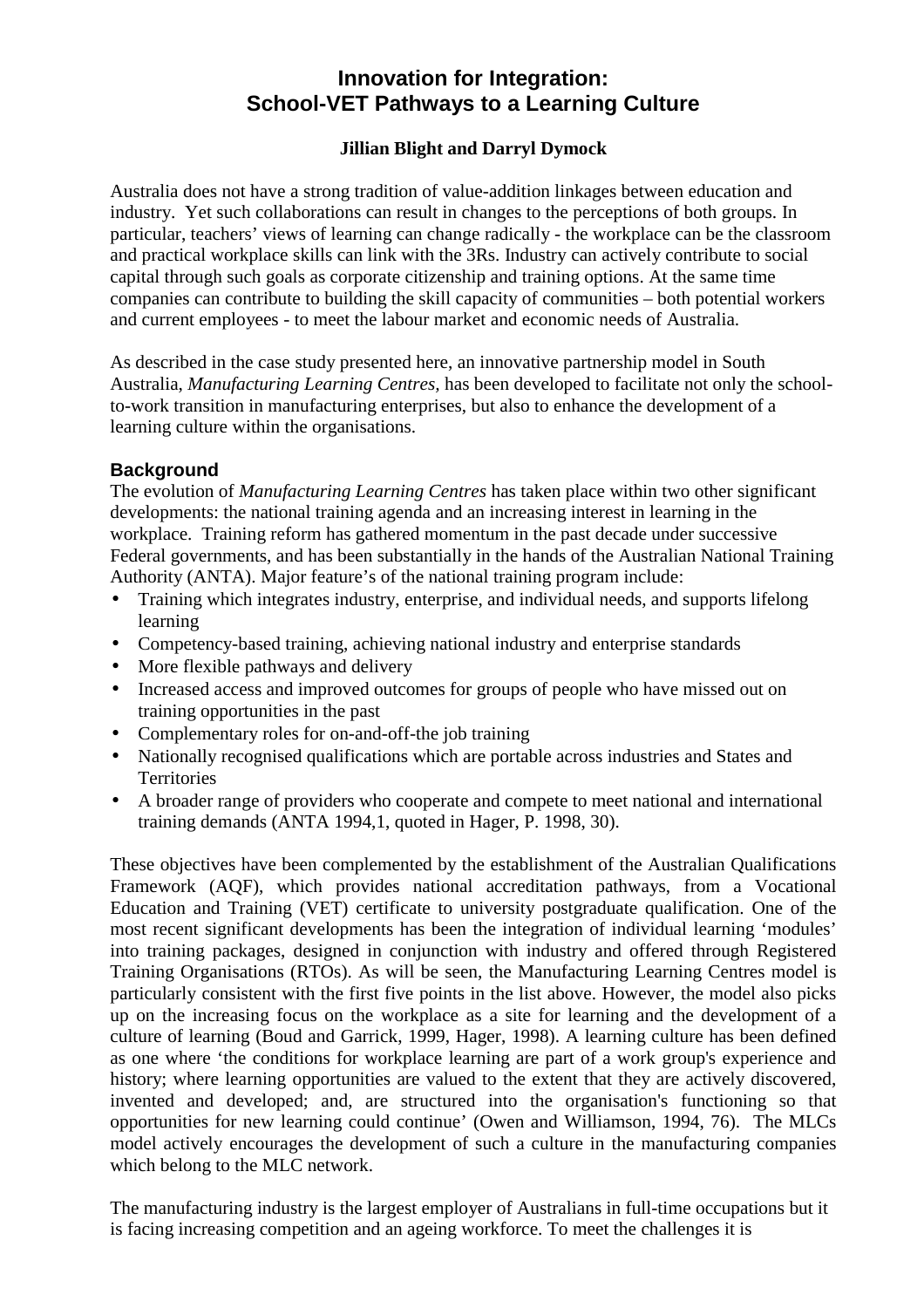# Innovation for Integration:
# School-VET Pathways to a Learning Culture

**Jillian Blight and Darryl Dymock**

Australia does not have a strong tradition of value-addition linkages between education and industry. Yet such collaborations can result in changes to the perceptions of both groups. In particular, teachers' views of learning can change radically - the workplace can be the classroom and practical workplace skills can link with the 3Rs. Industry can actively contribute to social capital through such goals as corporate citizenship and training options. At the same time companies can contribute to building the skill capacity of communities – both potential workers and current employees - to meet the labour market and economic needs of Australia.

As described in the case study presented here, an innovative partnership model in South Australia, *Manufacturing Learning Centres*, has been developed to facilitate not only the school-to-work transition in manufacturing enterprises, but also to enhance the development of a learning culture within the organisations.

## Background

The evolution of *Manufacturing Learning Centres* has taken place within two other significant developments: the national training agenda and an increasing interest in learning in the workplace. Training reform has gathered momentum in the past decade under successive Federal governments, and has been substantially in the hands of the Australian National Training Authority (ANTA). Major feature's of the national training program include:

- Training which integrates industry, enterprise, and individual needs, and supports lifelong learning
- Competency-based training, achieving national industry and enterprise standards
- More flexible pathways and delivery
- Increased access and improved outcomes for groups of people who have missed out on training opportunities in the past
- Complementary roles for on-and-off-the job training
- Nationally recognised qualifications which are portable across industries and States and Territories
- A broader range of providers who cooperate and compete to meet national and international training demands (ANTA 1994,1, quoted in Hager, P. 1998, 30).

These objectives have been complemented by the establishment of the Australian Qualifications Framework (AQF), which provides national accreditation pathways, from a Vocational Education and Training (VET) certificate to university postgraduate qualification. One of the most recent significant developments has been the integration of individual learning 'modules' into training packages, designed in conjunction with industry and offered through Registered Training Organisations (RTOs). As will be seen, the Manufacturing Learning Centres model is particularly consistent with the first five points in the list above. However, the model also picks up on the increasing focus on the workplace as a site for learning and the development of a culture of learning (Boud and Garrick, 1999, Hager, 1998). A learning culture has been defined as one where 'the conditions for workplace learning are part of a work group's experience and history; where learning opportunities are valued to the extent that they are actively discovered, invented and developed; and, are structured into the organisation's functioning so that opportunities for new learning could continue' (Owen and Williamson, 1994, 76). The MLCs model actively encourages the development of such a culture in the manufacturing companies which belong to the MLC network.

The manufacturing industry is the largest employer of Australians in full-time occupations but it is facing increasing competition and an ageing workforce. To meet the challenges it is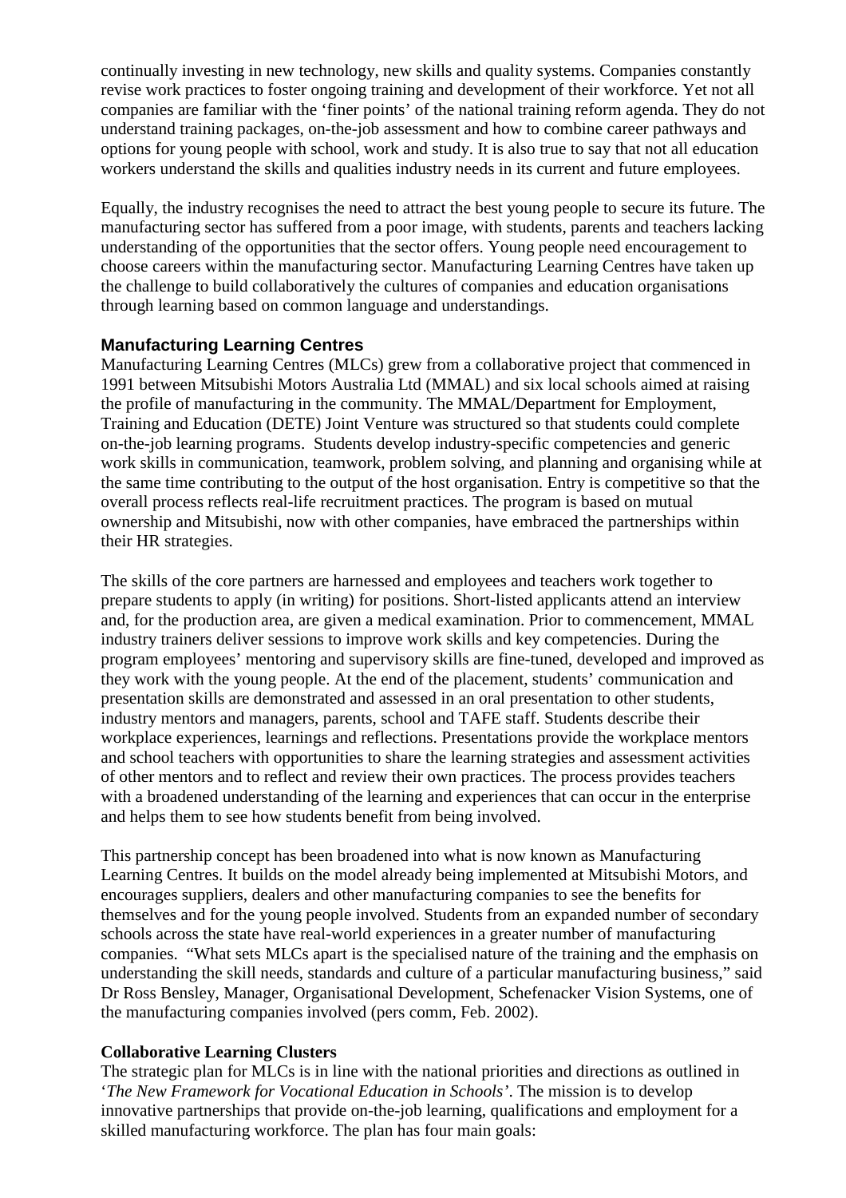continually investing in new technology, new skills and quality systems. Companies constantly revise work practices to foster ongoing training and development of their workforce. Yet not all companies are familiar with the 'finer points' of the national training reform agenda. They do not understand training packages, on-the-job assessment and how to combine career pathways and options for young people with school, work and study. It is also true to say that not all education workers understand the skills and qualities industry needs in its current and future employees.

Equally, the industry recognises the need to attract the best young people to secure its future. The manufacturing sector has suffered from a poor image, with students, parents and teachers lacking understanding of the opportunities that the sector offers. Young people need encouragement to choose careers within the manufacturing sector. Manufacturing Learning Centres have taken up the challenge to build collaboratively the cultures of companies and education organisations through learning based on common language and understandings.

## Manufacturing Learning Centres

Manufacturing Learning Centres (MLCs) grew from a collaborative project that commenced in 1991 between Mitsubishi Motors Australia Ltd (MMAL) and six local schools aimed at raising the profile of manufacturing in the community. The MMAL/Department for Employment, Training and Education (DETE) Joint Venture was structured so that students could complete on-the-job learning programs. Students develop industry-specific competencies and generic work skills in communication, teamwork, problem solving, and planning and organising while at the same time contributing to the output of the host organisation. Entry is competitive so that the overall process reflects real-life recruitment practices. The program is based on mutual ownership and Mitsubishi, now with other companies, have embraced the partnerships within their HR strategies.

The skills of the core partners are harnessed and employees and teachers work together to prepare students to apply (in writing) for positions. Short-listed applicants attend an interview and, for the production area, are given a medical examination. Prior to commencement, MMAL industry trainers deliver sessions to improve work skills and key competencies. During the program employees' mentoring and supervisory skills are fine-tuned, developed and improved as they work with the young people. At the end of the placement, students' communication and presentation skills are demonstrated and assessed in an oral presentation to other students, industry mentors and managers, parents, school and TAFE staff. Students describe their workplace experiences, learnings and reflections. Presentations provide the workplace mentors and school teachers with opportunities to share the learning strategies and assessment activities of other mentors and to reflect and review their own practices. The process provides teachers with a broadened understanding of the learning and experiences that can occur in the enterprise and helps them to see how students benefit from being involved.

This partnership concept has been broadened into what is now known as Manufacturing Learning Centres. It builds on the model already being implemented at Mitsubishi Motors, and encourages suppliers, dealers and other manufacturing companies to see the benefits for themselves and for the young people involved. Students from an expanded number of secondary schools across the state have real-world experiences in a greater number of manufacturing companies. "What sets MLCs apart is the specialised nature of the training and the emphasis on understanding the skill needs, standards and culture of a particular manufacturing business," said Dr Ross Bensley, Manager, Organisational Development, Schefenacker Vision Systems, one of the manufacturing companies involved (pers comm, Feb. 2002).

### Collaborative Learning Clusters

The strategic plan for MLCs is in line with the national priorities and directions as outlined in '*The New Framework for Vocational Education in Schools*'. The mission is to develop innovative partnerships that provide on-the-job learning, qualifications and employment for a skilled manufacturing workforce. The plan has four main goals: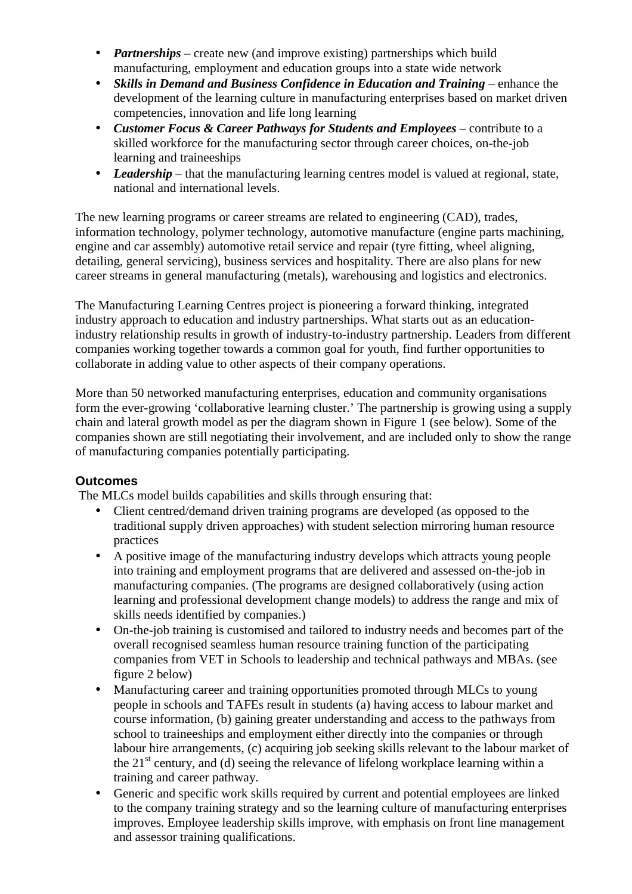- ***Partnerships*** – create new (and improve existing) partnerships which build manufacturing, employment and education groups into a state wide network
- ***Skills in Demand and Business Confidence in Education and Training*** – enhance the development of the learning culture in manufacturing enterprises based on market driven competencies, innovation and life long learning
- ***Customer Focus & Career Pathways for Students and Employees*** – contribute to a skilled workforce for the manufacturing sector through career choices, on-the-job learning and traineeships
- ***Leadership*** – that the manufacturing learning centres model is valued at regional, state, national and international levels.

The new learning programs or career streams are related to engineering (CAD), trades, information technology, polymer technology, automotive manufacture (engine parts machining, engine and car assembly) automotive retail service and repair (tyre fitting, wheel aligning, detailing, general servicing), business services and hospitality. There are also plans for new career streams in general manufacturing (metals), warehousing and logistics and electronics.

The Manufacturing Learning Centres project is pioneering a forward thinking, integrated industry approach to education and industry partnerships. What starts out as an education-industry relationship results in growth of industry-to-industry partnership. Leaders from different companies working together towards a common goal for youth, find further opportunities to collaborate in adding value to other aspects of their company operations.

More than 50 networked manufacturing enterprises, education and community organisations form the ever-growing 'collaborative learning cluster.' The partnership is growing using a supply chain and lateral growth model as per the diagram shown in Figure 1 (see below). Some of the companies shown are still negotiating their involvement, and are included only to show the range of manufacturing companies potentially participating.

## Outcomes

The MLCs model builds capabilities and skills through ensuring that:

- Client centred/demand driven training programs are developed (as opposed to the traditional supply driven approaches) with student selection mirroring human resource practices
- A positive image of the manufacturing industry develops which attracts young people into training and employment programs that are delivered and assessed on-the-job in manufacturing companies. (The programs are designed collaboratively (using action learning and professional development change models) to address the range and mix of skills needs identified by companies.)
- On-the-job training is customised and tailored to industry needs and becomes part of the overall recognised seamless human resource training function of the participating companies from VET in Schools to leadership and technical pathways and MBAs. (see figure 2 below)
- Manufacturing career and training opportunities promoted through MLCs to young people in schools and TAFEs result in students (a) having access to labour market and course information, (b) gaining greater understanding and access to the pathways from school to traineeships and employment either directly into the companies or through labour hire arrangements, (c) acquiring job seeking skills relevant to the labour market of the 21st century, and (d) seeing the relevance of lifelong workplace learning within a training and career pathway.
- Generic and specific work skills required by current and potential employees are linked to the company training strategy and so the learning culture of manufacturing enterprises improves. Employee leadership skills improve, with emphasis on front line management and assessor training qualifications.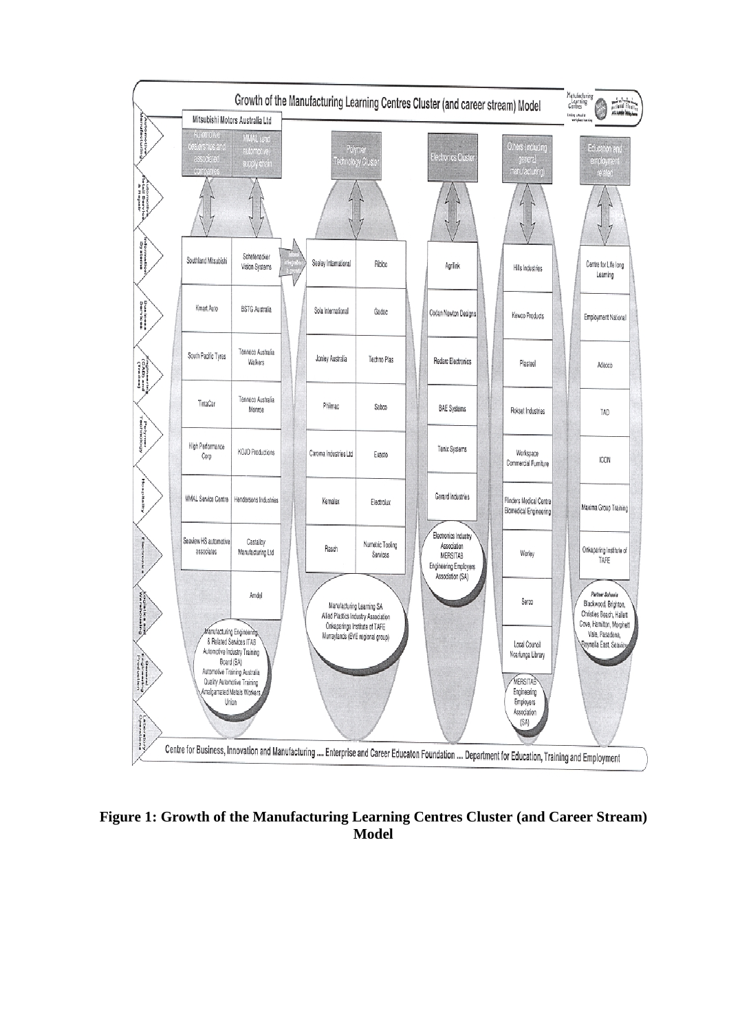## Growth of the Manufacturing Learning Centres Cluster (and career stream) Model

Mitsubishi Motors Australia Ltd

| Automotive dealerships and associated companies | MMAL (and automotive) supply chain | Polymer Technology Cluster | | Electronics Cluster | Others (including general manufacturing) | Education and employment related |
|---|---|---|---|---|---|---|
| Southland Mitsubishi | Schefenacker Vision Systems | Sealey International | Ribloc | Agrilink | Hills Industries | Centre for Life long Learning |
| Kmart Auto | BSTG Australia | Sola International | Gadac | Codan Newton Designs | Kewco Products | Employment National |
| South Pacific Tyres | Tenneco Australia Walkers | Jonley Australia | Techno Plas | Redarc Electronics | Plasteel | Adecco |
| TintaCar | Tenneco Australia Monroe | Philmac | Sabco | BAE Systems | Rokset Industries | TAD |
| High Performance Corp | KOJO Productions | Caroma Industries Ltd | Exacto | Tenix Systems | Workspace Commercial Furniture | ICON |
| MMAL Service Centre | Hendersons Industries | Kemalex | Electrolux | Gerard Industries | Flinders Medical Centre Biomedical Engineering | Maxima Group Training |
| Seaview HS automotive associates | Castalloy Manufacturing Ltd | Rasch | Numeric Tooling Services | Electronics Industry Association MERSITAB Engineering Employers Association (SA) | Worley | Onkaparinga Institute of TAFE |
| | Arndel | Manufacturing Learning SA Allied Plastics Industry Association Onkaparinga Institute of TAFE Murraylands (EVE regional group) | | | Serco | Partner Schools: Blackwood, Brighton, Christies Beach, Hallett Cove, Hamilton, Morphett Vale, Pasadena, Reynella East, Seaview |
| Manufacturing Engineering & Related Services ITAB Automotive Industry Training Board (SA) Automotive Training Australia Quality Automotive Training Amalgamated Metals Workers Union | | | | | Local Council Noarlunga Library | |
| | | | | | MERSITAB Engineering Employers Association (SA) | |

Career streams: Automotive Manufacturing; Automotive Retail Service & Repair; Information Systems; Business Services; Engineering (CAD and Drafting); Polymer Technology; Hospitality; Electronics; Logistics and Warehousing; General Engineering Production; Laboratory Operations

Centre for Business, Innovation and Manufacturing .... Enterprise and Career Education Foundation .... Department for Education, Training and Employment

**Figure 1: Growth of the Manufacturing Learning Centres Cluster (and Career Stream) Model**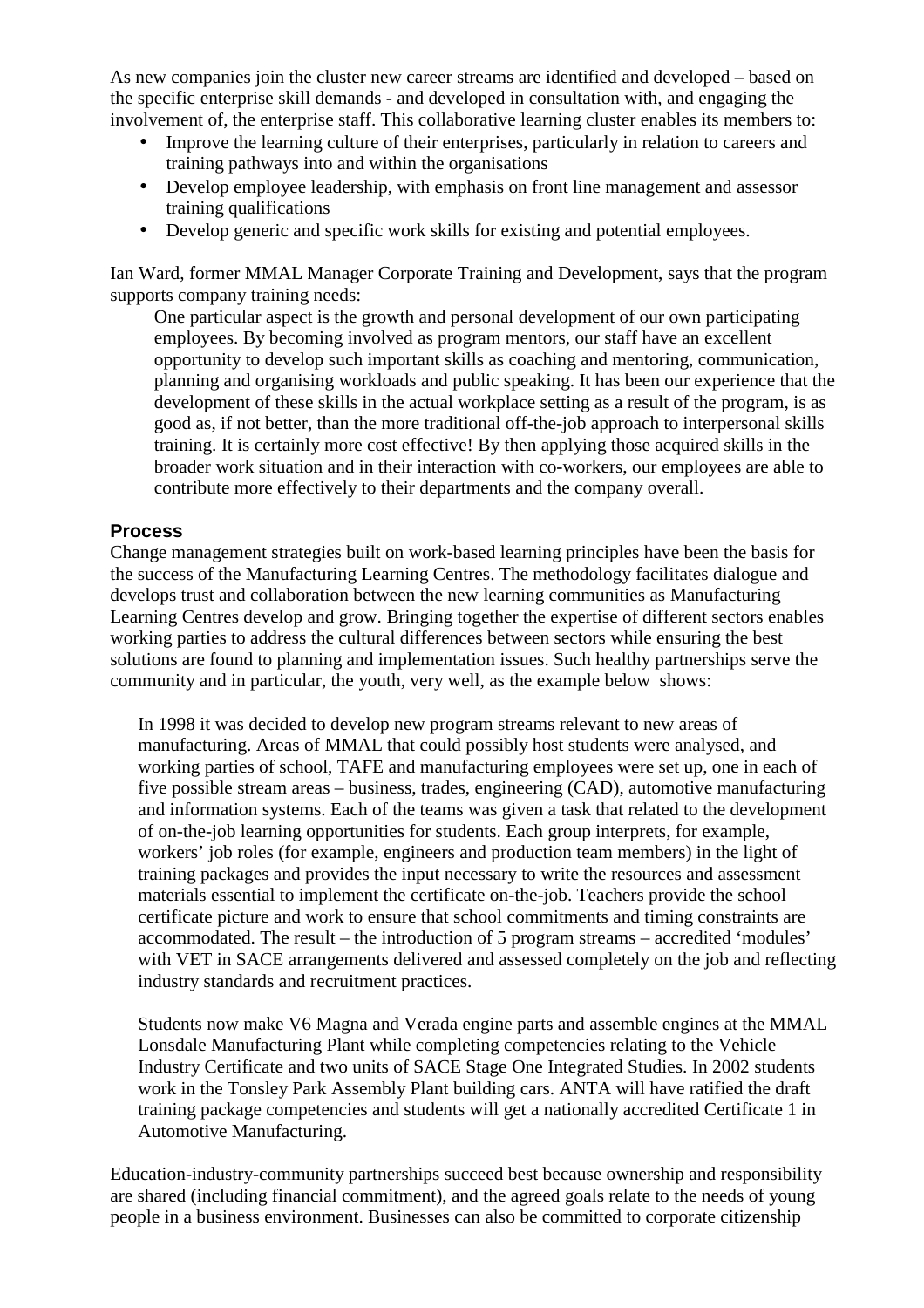As new companies join the cluster new career streams are identified and developed – based on the specific enterprise skill demands - and developed in consultation with, and engaging the involvement of, the enterprise staff. This collaborative learning cluster enables its members to:

- Improve the learning culture of their enterprises, particularly in relation to careers and training pathways into and within the organisations
- Develop employee leadership, with emphasis on front line management and assessor training qualifications
- Develop generic and specific work skills for existing and potential employees.

Ian Ward, former MMAL Manager Corporate Training and Development, says that the program supports company training needs:

> One particular aspect is the growth and personal development of our own participating employees. By becoming involved as program mentors, our staff have an excellent opportunity to develop such important skills as coaching and mentoring, communication, planning and organising workloads and public speaking. It has been our experience that the development of these skills in the actual workplace setting as a result of the program, is as good as, if not better, than the more traditional off-the-job approach to interpersonal skills training. It is certainly more cost effective! By then applying those acquired skills in the broader work situation and in their interaction with co-workers, our employees are able to contribute more effectively to their departments and the company overall.

## Process

Change management strategies built on work-based learning principles have been the basis for the success of the Manufacturing Learning Centres. The methodology facilitates dialogue and develops trust and collaboration between the new learning communities as Manufacturing Learning Centres develop and grow. Bringing together the expertise of different sectors enables working parties to address the cultural differences between sectors while ensuring the best solutions are found to planning and implementation issues. Such healthy partnerships serve the community and in particular, the youth, very well, as the example below shows:

> In 1998 it was decided to develop new program streams relevant to new areas of manufacturing. Areas of MMAL that could possibly host students were analysed, and working parties of school, TAFE and manufacturing employees were set up, one in each of five possible stream areas – business, trades, engineering (CAD), automotive manufacturing and information systems. Each of the teams was given a task that related to the development of on-the-job learning opportunities for students. Each group interprets, for example, workers' job roles (for example, engineers and production team members) in the light of training packages and provides the input necessary to write the resources and assessment materials essential to implement the certificate on-the-job. Teachers provide the school certificate picture and work to ensure that school commitments and timing constraints are accommodated. The result – the introduction of 5 program streams – accredited 'modules' with VET in SACE arrangements delivered and assessed completely on the job and reflecting industry standards and recruitment practices.
>
> Students now make V6 Magna and Verada engine parts and assemble engines at the MMAL Lonsdale Manufacturing Plant while completing competencies relating to the Vehicle Industry Certificate and two units of SACE Stage One Integrated Studies. In 2002 students work in the Tonsley Park Assembly Plant building cars. ANTA will have ratified the draft training package competencies and students will get a nationally accredited Certificate 1 in Automotive Manufacturing.

Education-industry-community partnerships succeed best because ownership and responsibility are shared (including financial commitment), and the agreed goals relate to the needs of young people in a business environment. Businesses can also be committed to corporate citizenship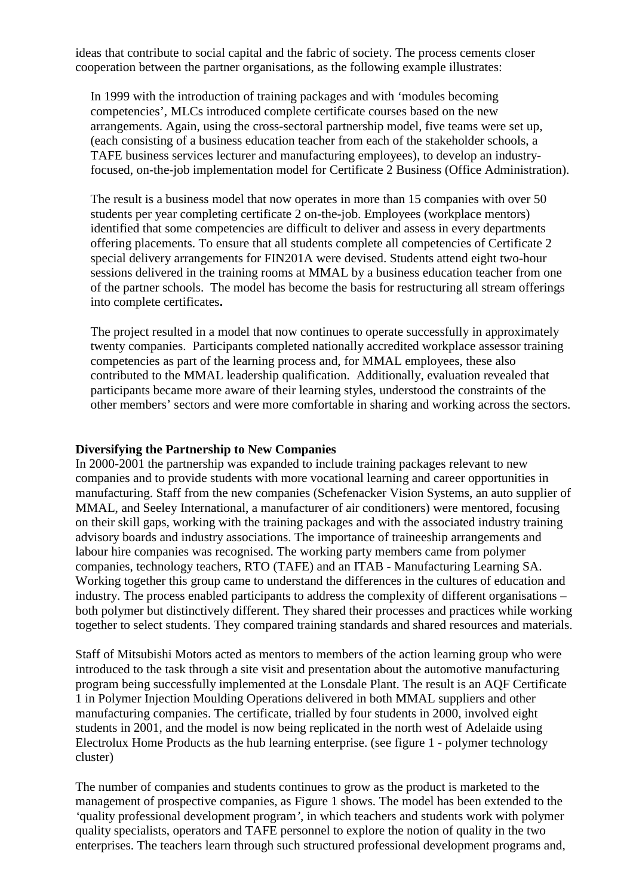ideas that contribute to social capital and the fabric of society. The process cements closer cooperation between the partner organisations, as the following example illustrates:

> In 1999 with the introduction of training packages and with 'modules becoming competencies', MLCs introduced complete certificate courses based on the new arrangements. Again, using the cross-sectoral partnership model, five teams were set up, (each consisting of a business education teacher from each of the stakeholder schools, a TAFE business services lecturer and manufacturing employees), to develop an industry-focused, on-the-job implementation model for Certificate 2 Business (Office Administration).
>
> The result is a business model that now operates in more than 15 companies with over 50 students per year completing certificate 2 on-the-job. Employees (workplace mentors) identified that some competencies are difficult to deliver and assess in every departments offering placements. To ensure that all students complete all competencies of Certificate 2 special delivery arrangements for FIN201A were devised. Students attend eight two-hour sessions delivered in the training rooms at MMAL by a business education teacher from one of the partner schools. The model has become the basis for restructuring all stream offerings into complete certificates**.**
>
> The project resulted in a model that now continues to operate successfully in approximately twenty companies. Participants completed nationally accredited workplace assessor training competencies as part of the learning process and, for MMAL employees, these also contributed to the MMAL leadership qualification. Additionally, evaluation revealed that participants became more aware of their learning styles, understood the constraints of the other members' sectors and were more comfortable in sharing and working across the sectors.

**Diversifying the Partnership to New Companies**

In 2000-2001 the partnership was expanded to include training packages relevant to new companies and to provide students with more vocational learning and career opportunities in manufacturing. Staff from the new companies (Schefenacker Vision Systems, an auto supplier of MMAL, and Seeley International, a manufacturer of air conditioners) were mentored, focusing on their skill gaps, working with the training packages and with the associated industry training advisory boards and industry associations. The importance of traineeship arrangements and labour hire companies was recognised. The working party members came from polymer companies, technology teachers, RTO (TAFE) and an ITAB - Manufacturing Learning SA. Working together this group came to understand the differences in the cultures of education and industry. The process enabled participants to address the complexity of different organisations – both polymer but distinctively different. They shared their processes and practices while working together to select students. They compared training standards and shared resources and materials.

Staff of Mitsubishi Motors acted as mentors to members of the action learning group who were introduced to the task through a site visit and presentation about the automotive manufacturing program being successfully implemented at the Lonsdale Plant. The result is an AQF Certificate 1 in Polymer Injection Moulding Operations delivered in both MMAL suppliers and other manufacturing companies. The certificate, trialled by four students in 2000, involved eight students in 2001, and the model is now being replicated in the north west of Adelaide using Electrolux Home Products as the hub learning enterprise. (see figure 1 - polymer technology cluster)

The number of companies and students continues to grow as the product is marketed to the management of prospective companies, as Figure 1 shows. The model has been extended to the 'quality professional development program', in which teachers and students work with polymer quality specialists, operators and TAFE personnel to explore the notion of quality in the two enterprises. The teachers learn through such structured professional development programs and,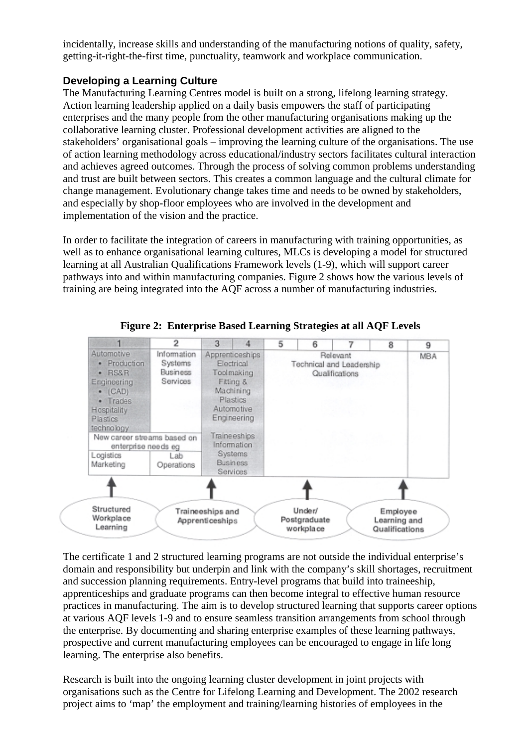incidentally, increase skills and understanding of the manufacturing notions of quality, safety, getting-it-right-the-first time, punctuality, teamwork and workplace communication.

### Developing a Learning Culture

The Manufacturing Learning Centres model is built on a strong, lifelong learning strategy. Action learning leadership applied on a daily basis empowers the staff of participating enterprises and the many people from the other manufacturing organisations making up the collaborative learning cluster. Professional development activities are aligned to the stakeholders' organisational goals – improving the learning culture of the organisations. The use of action learning methodology across educational/industry sectors facilitates cultural interaction and achieves agreed outcomes. Through the process of solving common problems understanding and trust are built between sectors. This creates a common language and the cultural climate for change management. Evolutionary change takes time and needs to be owned by stakeholders, and especially by shop-floor employees who are involved in the development and implementation of the vision and the practice.

In order to facilitate the integration of careers in manufacturing with training opportunities, as well as to enhance organisational learning cultures, MLCs is developing a model for structured learning at all Australian Qualifications Framework levels (1-9), which will support career pathways into and within manufacturing companies. Figure 2 shows how the various levels of training are being integrated into the AQF across a number of manufacturing industries.

**Figure 2: Enterprise Based Learning Strategies at all AQF Levels**

| 1 | 2 | 3 | 4 | 5 | 6 | 7 | 8 | 9 |
|---|---|---|---|---|---|---|---|---|
| Automotive • Production • RS&R Engineering • (CAD) • Trades Hospitality Plastics technology | Information Systems Business Services | Apprenticeships Electrical Toolmaking Fitting & Machining Plastics Automotive Engineering | | Relevant Technical and Leadership Qualifications | | | | MBA |
| New career streams based on enterprise needs eg | | Traineeships Information Systems Business Services | | | | | | |
| Logistics Marketing | Lab Operations | | | | | | | |

Structured Workplace Learning → Traineeships and Apprenticeships → Under/Postgraduate workplace → Employee Learning and Qualifications

The certificate 1 and 2 structured learning programs are not outside the individual enterprise's domain and responsibility but underpin and link with the company's skill shortages, recruitment and succession planning requirements. Entry-level programs that build into traineeship, apprenticeships and graduate programs can then become integral to effective human resource practices in manufacturing. The aim is to develop structured learning that supports career options at various AQF levels 1-9 and to ensure seamless transition arrangements from school through the enterprise. By documenting and sharing enterprise examples of these learning pathways, prospective and current manufacturing employees can be encouraged to engage in life long learning. The enterprise also benefits.

Research is built into the ongoing learning cluster development in joint projects with organisations such as the Centre for Lifelong Learning and Development. The 2002 research project aims to 'map' the employment and training/learning histories of employees in the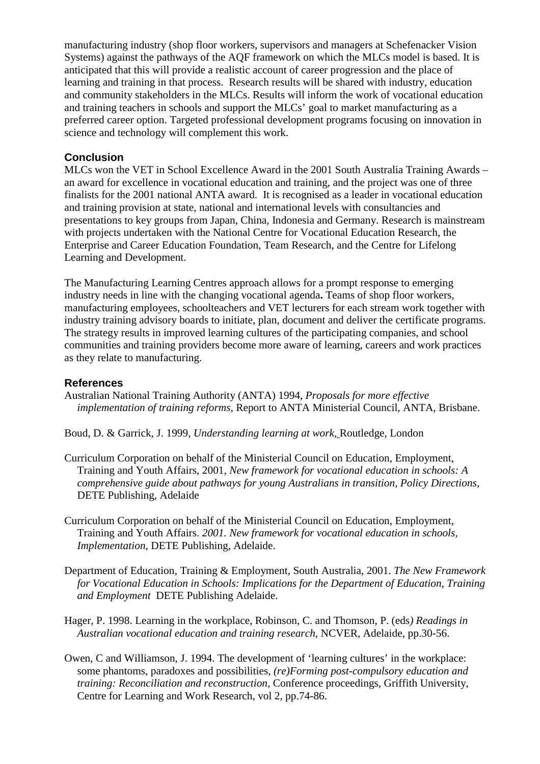manufacturing industry (shop floor workers, supervisors and managers at Schefenacker Vision Systems) against the pathways of the AQF framework on which the MLCs model is based. It is anticipated that this will provide a realistic account of career progression and the place of learning and training in that process. Research results will be shared with industry, education and community stakeholders in the MLCs. Results will inform the work of vocational education and training teachers in schools and support the MLCs' goal to market manufacturing as a preferred career option. Targeted professional development programs focusing on innovation in science and technology will complement this work.

## Conclusion

MLCs won the VET in School Excellence Award in the 2001 South Australia Training Awards – an award for excellence in vocational education and training, and the project was one of three finalists for the 2001 national ANTA award. It is recognised as a leader in vocational education and training provision at state, national and international levels with consultancies and presentations to key groups from Japan, China, Indonesia and Germany. Research is mainstream with projects undertaken with the National Centre for Vocational Education Research, the Enterprise and Career Education Foundation, Team Research, and the Centre for Lifelong Learning and Development.

The Manufacturing Learning Centres approach allows for a prompt response to emerging industry needs in line with the changing vocational agenda**.** Teams of shop floor workers, manufacturing employees, schoolteachers and VET lecturers for each stream work together with industry training advisory boards to initiate, plan, document and deliver the certificate programs. The strategy results in improved learning cultures of the participating companies, and school communities and training providers become more aware of learning, careers and work practices as they relate to manufacturing.

## References

Australian National Training Authority (ANTA) 1994, *Proposals for more effective implementation of training reforms*, Report to ANTA Ministerial Council, ANTA, Brisbane.

Boud, D. & Garrick, J. 1999, *Understanding learning at work,* Routledge, London

Curriculum Corporation on behalf of the Ministerial Council on Education, Employment, Training and Youth Affairs, 2001, *New framework for vocational education in schools: A comprehensive guide about pathways for young Australians in transition, Policy Directions,* DETE Publishing, Adelaide

Curriculum Corporation on behalf of the Ministerial Council on Education, Employment, Training and Youth Affairs. *2001. New framework for vocational education in schools, Implementation,* DETE Publishing, Adelaide.

Department of Education, Training & Employment, South Australia, 2001. *The New Framework for Vocational Education in Schools: Implications for the Department of Education, Training and Employment* DETE Publishing Adelaide.

Hager, P. 1998. Learning in the workplace, Robinson, C. and Thomson, P. (eds*) Readings in Australian vocational education and training research*, NCVER, Adelaide, pp.30-56.

Owen, C and Williamson, J. 1994. The development of 'learning cultures' in the workplace: some phantoms, paradoxes and possibilities, *(re)Forming post-compulsory education and training: Reconciliation and reconstruction,* Conference proceedings, Griffith University, Centre for Learning and Work Research, vol 2, pp.74-86.